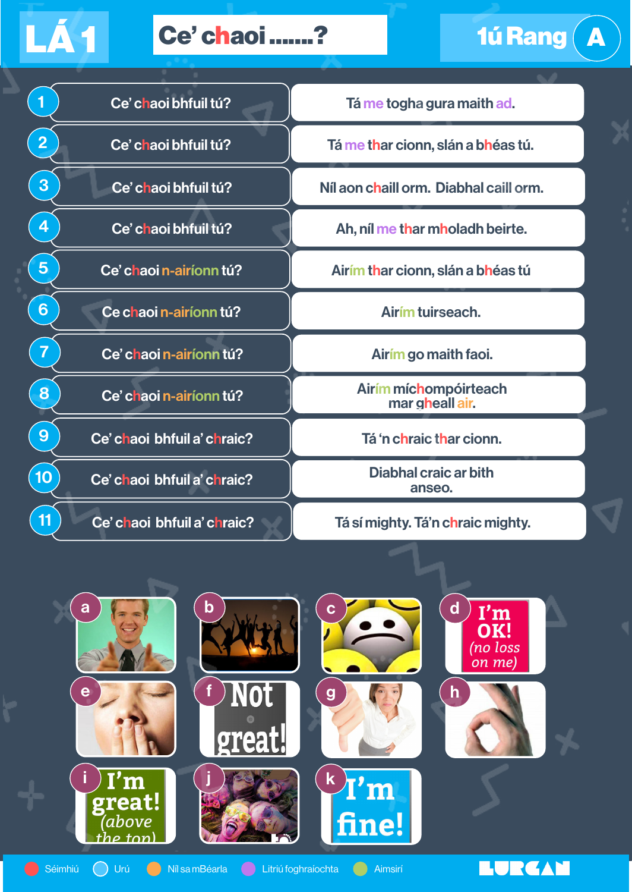# LÁ 1

## Ce' chaoi .......?

**1ú Rang A**

| | | |
|---|---|---|
| 1 | Ce' chaoi bhfuil tú? | Tá me togha gura maith ad. |
| 2 | Ce' chaoi bhfuil tú? | Tá me thar cionn, slán a bhéas tú. |
| 3 | Ce' chaoi bhfuil tú? | Níl aon chaill orm. Diabhal caill orm. |
| 4 | Ce' chaoi bhfuil tú? | Ah, níl me thar mholadh beirte. |
| 5 | Ce' chaoi n-airíonn tú? | Airím thar cionn, slán a bhéas tú |
| 6 | Ce chaoi n-airíonn tú? | Airím tuirseach. |
| 7 | Ce' chaoi n-airíonn tú? | Airím go maith faoi. |
| 8 | Ce' chaoi n-airíonn tú? | Airím míchompóirteach mar gheall air. |
| 9 | Ce' chaoi bhfuil a' chraic? | Tá 'n chraic thar cionn. |
| 10 | Ce' chaoi bhfuil a' chraic? | Diabhal craic ar bith anseo. |
| 11 | Ce' chaoi bhfuil a' chraic? | Tá sí mighty. Tá'n chraic mighty. |

a

b

c

d I'm OK! (no loss on me)

e

f Not great!

g

h

i I'm great! (above the top)

j

k I'm fine!

Séimhiú · Urú · Níl sa mBéarla · Litriú foghraíochta · Aimsirí

LURGAN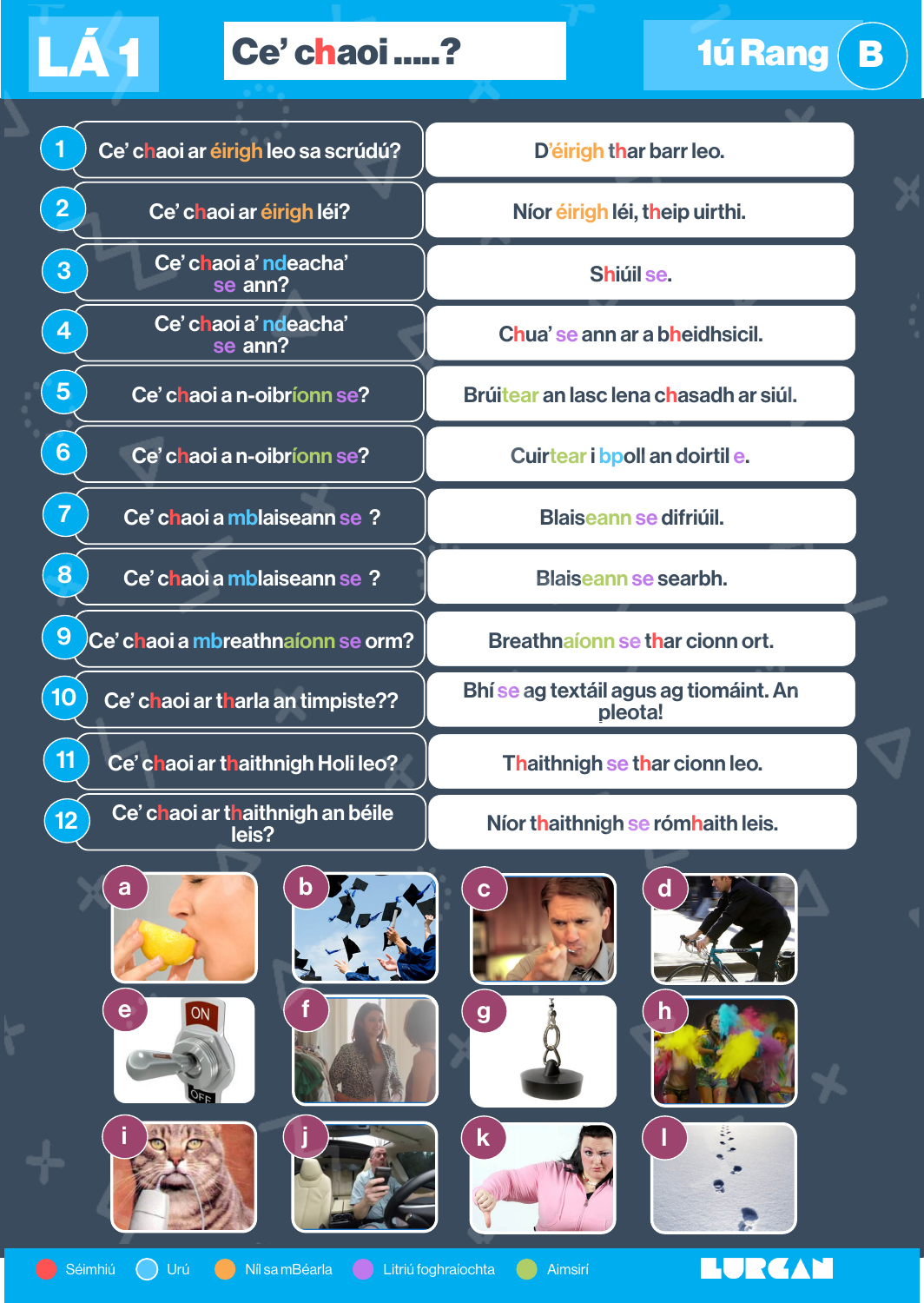# LÁ 1

## Ce' chaoi .....?

**1ú Rang B**

| | | |
|---|---|---|
| 1 | Ce' chaoi ar éirigh leo sa scrúdú? | D'éirigh thar barr leo. |
| 2 | Ce' chaoi ar éirigh léi? | Níor éirigh léi, theip uirthi. |
| 3 | Ce' chaoi a' ndeacha' se ann? | Shiúil se. |
| 4 | Ce' chaoi a' ndeacha' se ann? | Chua' se ann ar a bheidhsicil. |
| 5 | Ce' chaoi a n-oibríonn se? | Brúitear an lasc lena chasadh ar siúl. |
| 6 | Ce' chaoi a n-oibríonn se? | Cuirtear i bpoll an doirtil e. |
| 7 | Ce' chaoi a mblaiseann se ? | Blaiseann se difriúil. |
| 8 | Ce' chaoi a mblaiseann se ? | Blaiseann se searbh. |
| 9 | Ce' chaoi a mbreathnaíonn se orm? | Breathnaíonn se thar cionn ort. |
| 10 | Ce' chaoi ar tharla an timpiste?? | Bhí se ag textáil agus ag tiomáint. An pleota! |
| 11 | Ce' chaoi ar thaithnigh Holi leo? | Thaithnigh se thar cionn leo. |
| 12 | Ce' chaoi ar thaithnigh an béile leis? | Níor thaithnigh se rómhaith leis. |

a b c d

e f g h

i j k l

Séimhiú · Urú · Níl sa mBéarla · Litriú foghraíochta · Aimsirí

LURGAN